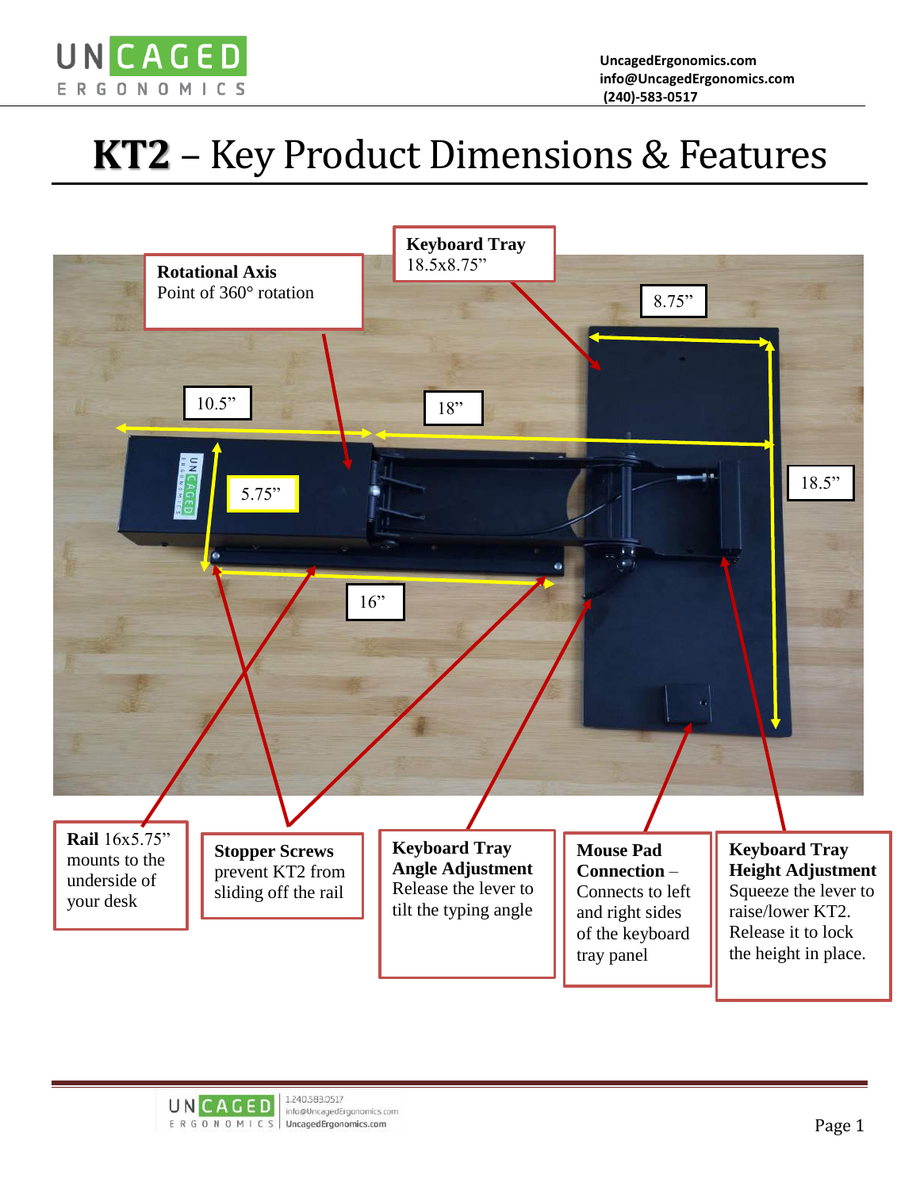# KT2 – Key Product Dimensions & Features

**Rotational Axis**
Point of 360° rotation

**Keyboard Tray**
18.5x8.75"

8.75"

10.5"

18"

5.75"

18.5"

16"

**Rail** 16x5.75" mounts to the underside of your desk

**Stopper Screws** prevent KT2 from sliding off the rail

**Keyboard Tray Angle Adjustment**
Release the lever to tilt the typing angle

**Mouse Pad Connection** – Connects to left and right sides of the keyboard tray panel

**Keyboard Tray Height Adjustment**
Squeeze the lever to raise/lower KT2. Release it to lock the height in place.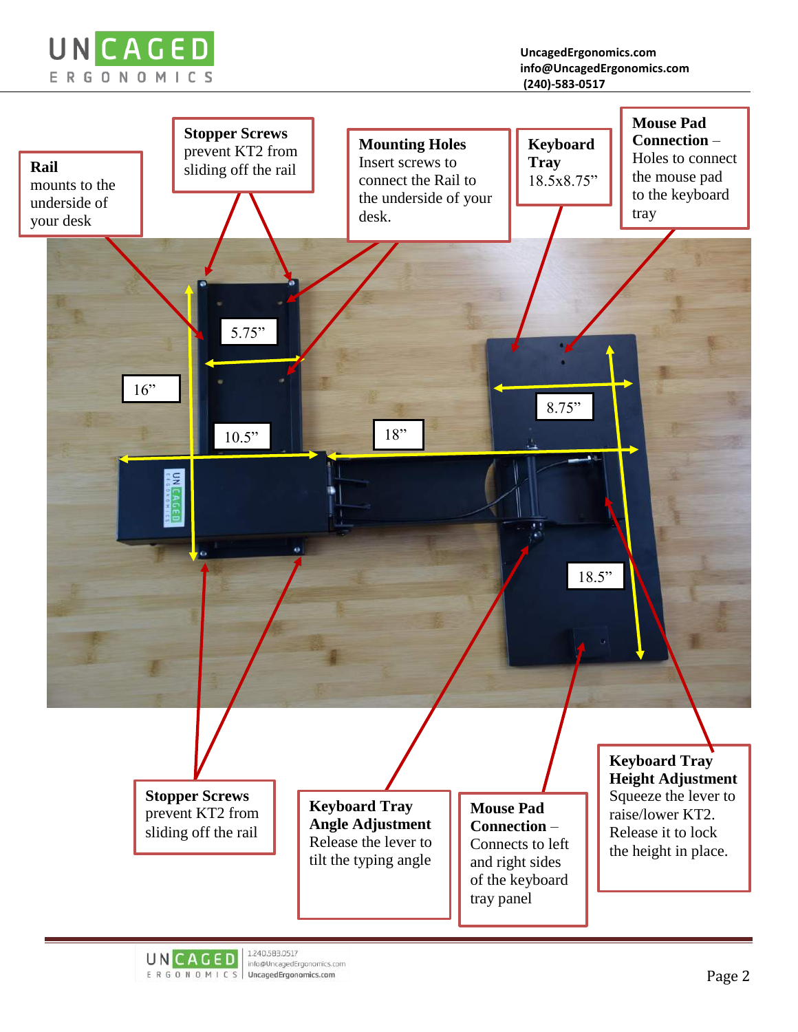**Rail**
mounts to the underside of your desk

**Stopper Screws**
prevent KT2 from sliding off the rail

**Mounting Holes**
Insert screws to connect the Rail to the underside of your desk.

**Keyboard Tray**
18.5x8.75”

**Mouse Pad Connection** – Holes to connect the mouse pad to the keyboard tray

5.75”

16”

10.5”

18”

8.75”

18.5”

**Stopper Screws**
prevent KT2 from sliding off the rail

**Keyboard Tray Angle Adjustment**
Release the lever to tilt the typing angle

**Mouse Pad Connection** –
Connects to left and right sides of the keyboard tray panel

**Keyboard Tray Height Adjustment**
Squeeze the lever to raise/lower KT2. Release it to lock the height in place.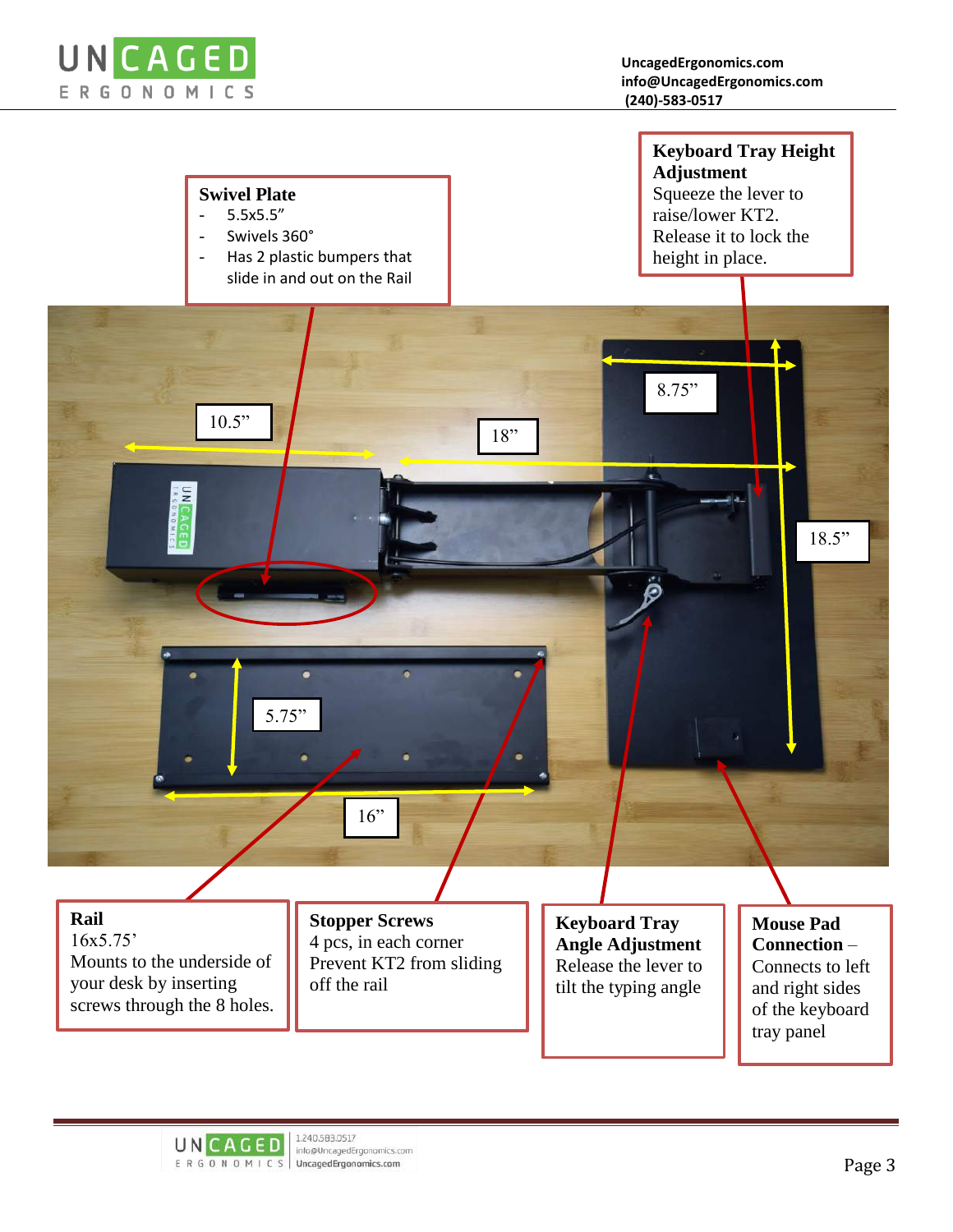**Swivel Plate**

- 5.5x5.5"
- Swivels 360°
- Has 2 plastic bumpers that slide in and out on the Rail

**Keyboard Tray Height Adjustment**
Squeeze the lever to raise/lower KT2. Release it to lock the height in place.

10.5"

18"

8.75"

18.5"

5.75"

16"

**Rail**
16x5.75'
Mounts to the underside of your desk by inserting screws through the 8 holes.

**Stopper Screws**
4 pcs, in each corner
Prevent KT2 from sliding off the rail

**Keyboard Tray Angle Adjustment**
Release the lever to tilt the typing angle

**Mouse Pad Connection** –
Connects to left and right sides of the keyboard tray panel